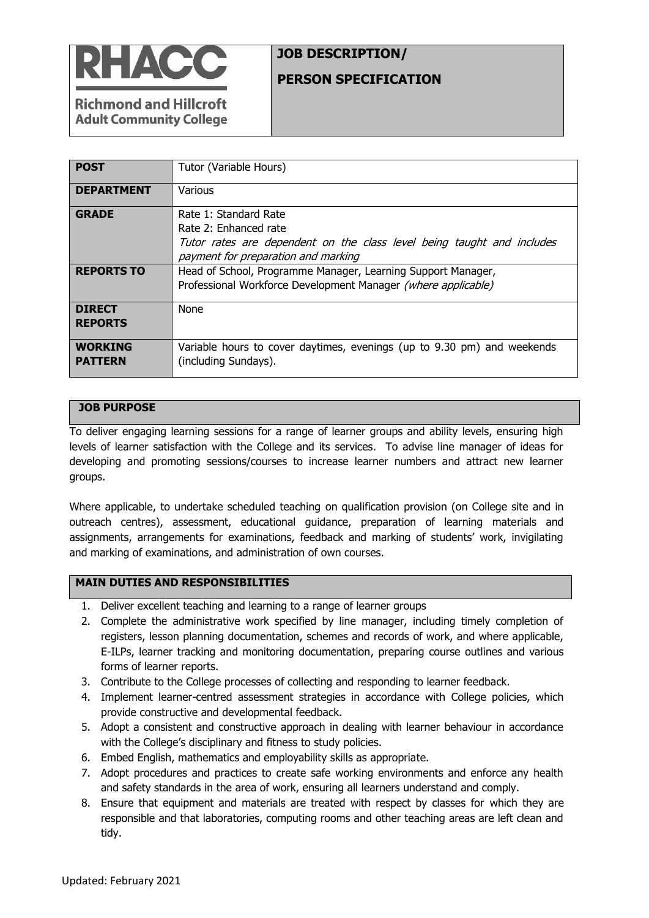**RHACC**

**Richmond and Hillcroft Adult Community College**

# JOB DESCRIPTION/ PERSON SPECIFICATION

| | |
|---|---|
| **POST** | Tutor (Variable Hours) |
| **DEPARTMENT** | Various |
| **GRADE** | Rate 1: Standard Rate<br>Rate 2: Enhanced rate<br>*Tutor rates are dependent on the class level being taught and includes payment for preparation and marking* |
| **REPORTS TO** | Head of School, Programme Manager, Learning Support Manager, Professional Workforce Development Manager *(where applicable)* |
| **DIRECT REPORTS** | None |
| **WORKING PATTERN** | Variable hours to cover daytimes, evenings (up to 9.30 pm) and weekends (including Sundays). |

## JOB PURPOSE

To deliver engaging learning sessions for a range of learner groups and ability levels, ensuring high levels of learner satisfaction with the College and its services. To advise line manager of ideas for developing and promoting sessions/courses to increase learner numbers and attract new learner groups.

Where applicable, to undertake scheduled teaching on qualification provision (on College site and in outreach centres), assessment, educational guidance, preparation of learning materials and assignments, arrangements for examinations, feedback and marking of students' work, invigilating and marking of examinations, and administration of own courses.

## MAIN DUTIES AND RESPONSIBILITIES

1. Deliver excellent teaching and learning to a range of learner groups
2. Complete the administrative work specified by line manager, including timely completion of registers, lesson planning documentation, schemes and records of work, and where applicable, E-ILPs, learner tracking and monitoring documentation, preparing course outlines and various forms of learner reports.
3. Contribute to the College processes of collecting and responding to learner feedback.
4. Implement learner-centred assessment strategies in accordance with College policies, which provide constructive and developmental feedback.
5. Adopt a consistent and constructive approach in dealing with learner behaviour in accordance with the College's disciplinary and fitness to study policies.
6. Embed English, mathematics and employability skills as appropriate.
7. Adopt procedures and practices to create safe working environments and enforce any health and safety standards in the area of work, ensuring all learners understand and comply.
8. Ensure that equipment and materials are treated with respect by classes for which they are responsible and that laboratories, computing rooms and other teaching areas are left clean and tidy.

Updated: February 2021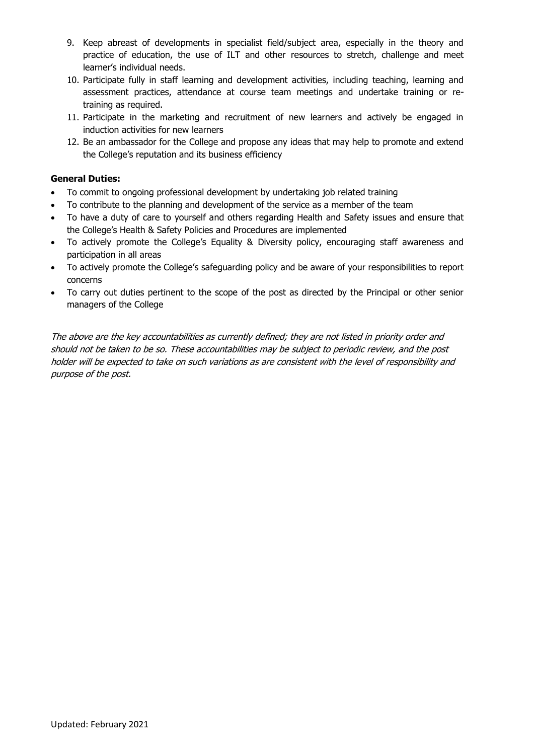9. Keep abreast of developments in specialist field/subject area, especially in the theory and practice of education, the use of ILT and other resources to stretch, challenge and meet learner's individual needs.
10. Participate fully in staff learning and development activities, including teaching, learning and assessment practices, attendance at course team meetings and undertake training or re-training as required.
11. Participate in the marketing and recruitment of new learners and actively be engaged in induction activities for new learners
12. Be an ambassador for the College and propose any ideas that may help to promote and extend the College's reputation and its business efficiency

**General Duties:**

- To commit to ongoing professional development by undertaking job related training
- To contribute to the planning and development of the service as a member of the team
- To have a duty of care to yourself and others regarding Health and Safety issues and ensure that the College's Health & Safety Policies and Procedures are implemented
- To actively promote the College's Equality & Diversity policy, encouraging staff awareness and participation in all areas
- To actively promote the College's safeguarding policy and be aware of your responsibilities to report concerns
- To carry out duties pertinent to the scope of the post as directed by the Principal or other senior managers of the College

*The above are the key accountabilities as currently defined; they are not listed in priority order and should not be taken to be so. These accountabilities may be subject to periodic review, and the post holder will be expected to take on such variations as are consistent with the level of responsibility and purpose of the post.*

Updated: February 2021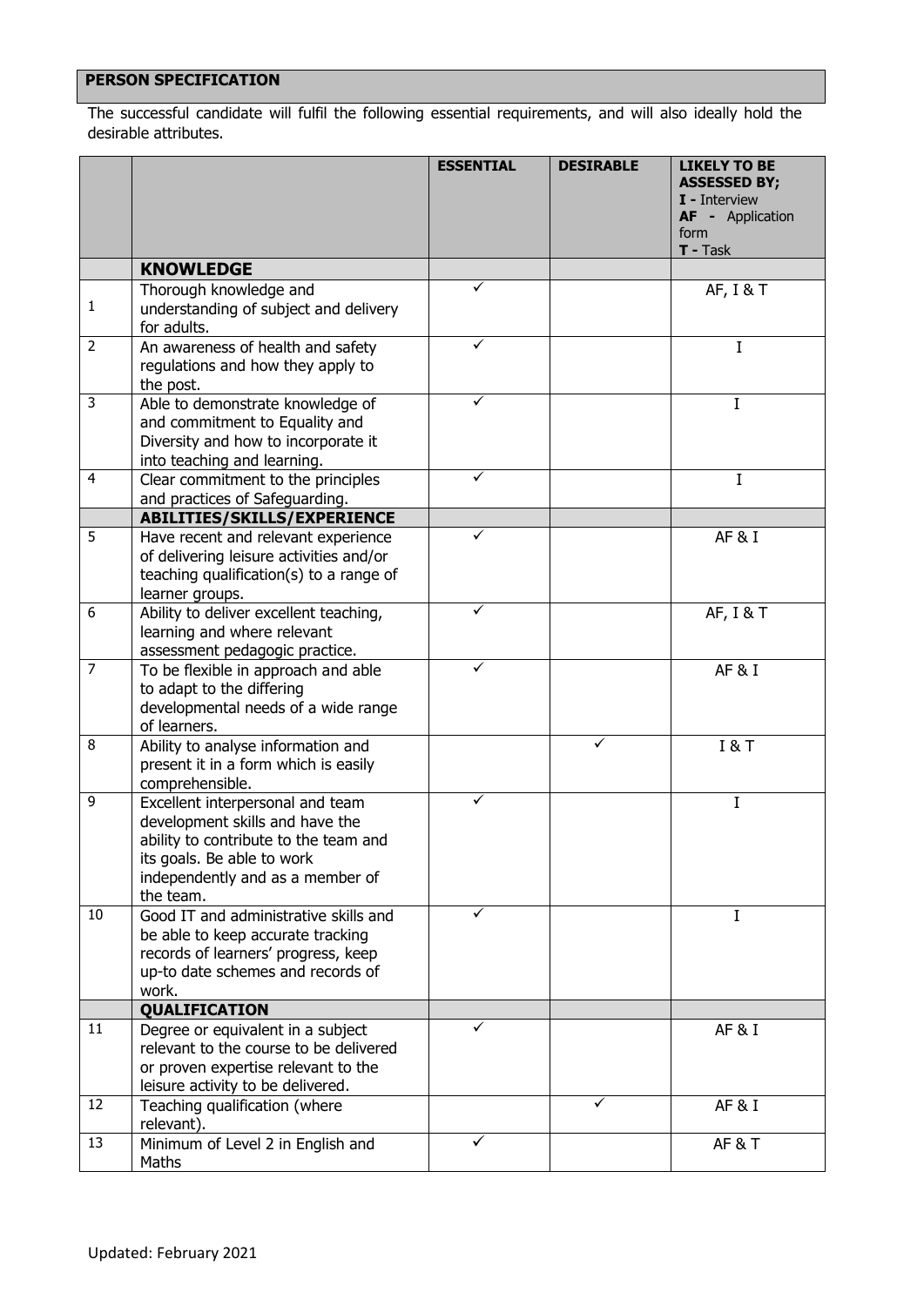## PERSON SPECIFICATION

The successful candidate will fulfil the following essential requirements, and will also ideally hold the desirable attributes.

| | | ESSENTIAL | DESIRABLE | LIKELY TO BE ASSESSED BY; I - Interview AF - Application form T - Task |
|---|---|---|---|---|
| | **KNOWLEDGE** | | | |
| 1 | Thorough knowledge and understanding of subject and delivery for adults. | ✓ | | AF, I & T |
| 2 | An awareness of health and safety regulations and how they apply to the post. | ✓ | | I |
| 3 | Able to demonstrate knowledge of and commitment to Equality and Diversity and how to incorporate it into teaching and learning. | ✓ | | I |
| 4 | Clear commitment to the principles and practices of Safeguarding. | ✓ | | I |
| | **ABILITIES/SKILLS/EXPERIENCE** | | | |
| 5 | Have recent and relevant experience of delivering leisure activities and/or teaching qualification(s) to a range of learner groups. | ✓ | | AF & I |
| 6 | Ability to deliver excellent teaching, learning and where relevant assessment pedagogic practice. | ✓ | | AF, I & T |
| 7 | To be flexible in approach and able to adapt to the differing developmental needs of a wide range of learners. | ✓ | | AF & I |
| 8 | Ability to analyse information and present it in a form which is easily comprehensible. | | ✓ | I & T |
| 9 | Excellent interpersonal and team development skills and have the ability to contribute to the team and its goals. Be able to work independently and as a member of the team. | ✓ | | I |
| 10 | Good IT and administrative skills and be able to keep accurate tracking records of learners' progress, keep up-to date schemes and records of work. | ✓ | | I |
| | **QUALIFICATION** | | | |
| 11 | Degree or equivalent in a subject relevant to the course to be delivered or proven expertise relevant to the leisure activity to be delivered. | ✓ | | AF & I |
| 12 | Teaching qualification (where relevant). | | ✓ | AF & I |
| 13 | Minimum of Level 2 in English and Maths | ✓ | | AF & T |

Updated: February 2021